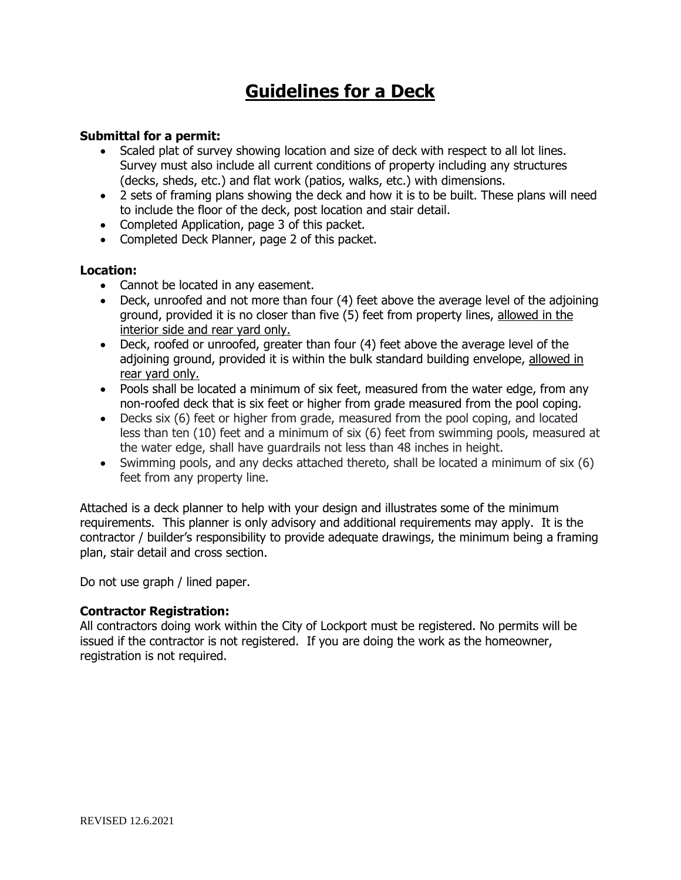# Guidelines for a Deck

**Submittal for a permit:**

- Scaled plat of survey showing location and size of deck with respect to all lot lines. Survey must also include all current conditions of property including any structures (decks, sheds, etc.) and flat work (patios, walks, etc.) with dimensions.
- 2 sets of framing plans showing the deck and how it is to be built. These plans will need to include the floor of the deck, post location and stair detail.
- Completed Application, page 3 of this packet.
- Completed Deck Planner, page 2 of this packet.

**Location:**

- Cannot be located in any easement.
- Deck, unroofed and not more than four (4) feet above the average level of the adjoining ground, provided it is no closer than five (5) feet from property lines, <u>allowed in the interior side and rear yard only.</u>
- Deck, roofed or unroofed, greater than four (4) feet above the average level of the adjoining ground, provided it is within the bulk standard building envelope, <u>allowed in rear yard only.</u>
- Pools shall be located a minimum of six feet, measured from the water edge, from any non-roofed deck that is six feet or higher from grade measured from the pool coping.
- Decks six (6) feet or higher from grade, measured from the pool coping, and located less than ten (10) feet and a minimum of six (6) feet from swimming pools, measured at the water edge, shall have guardrails not less than 48 inches in height.
- Swimming pools, and any decks attached thereto, shall be located a minimum of six (6) feet from any property line.

Attached is a deck planner to help with your design and illustrates some of the minimum requirements. This planner is only advisory and additional requirements may apply. It is the contractor / builder's responsibility to provide adequate drawings, the minimum being a framing plan, stair detail and cross section.

Do not use graph / lined paper.

**Contractor Registration:**

All contractors doing work within the City of Lockport must be registered. No permits will be issued if the contractor is not registered. If you are doing the work as the homeowner, registration is not required.

REVISED 12.6.2021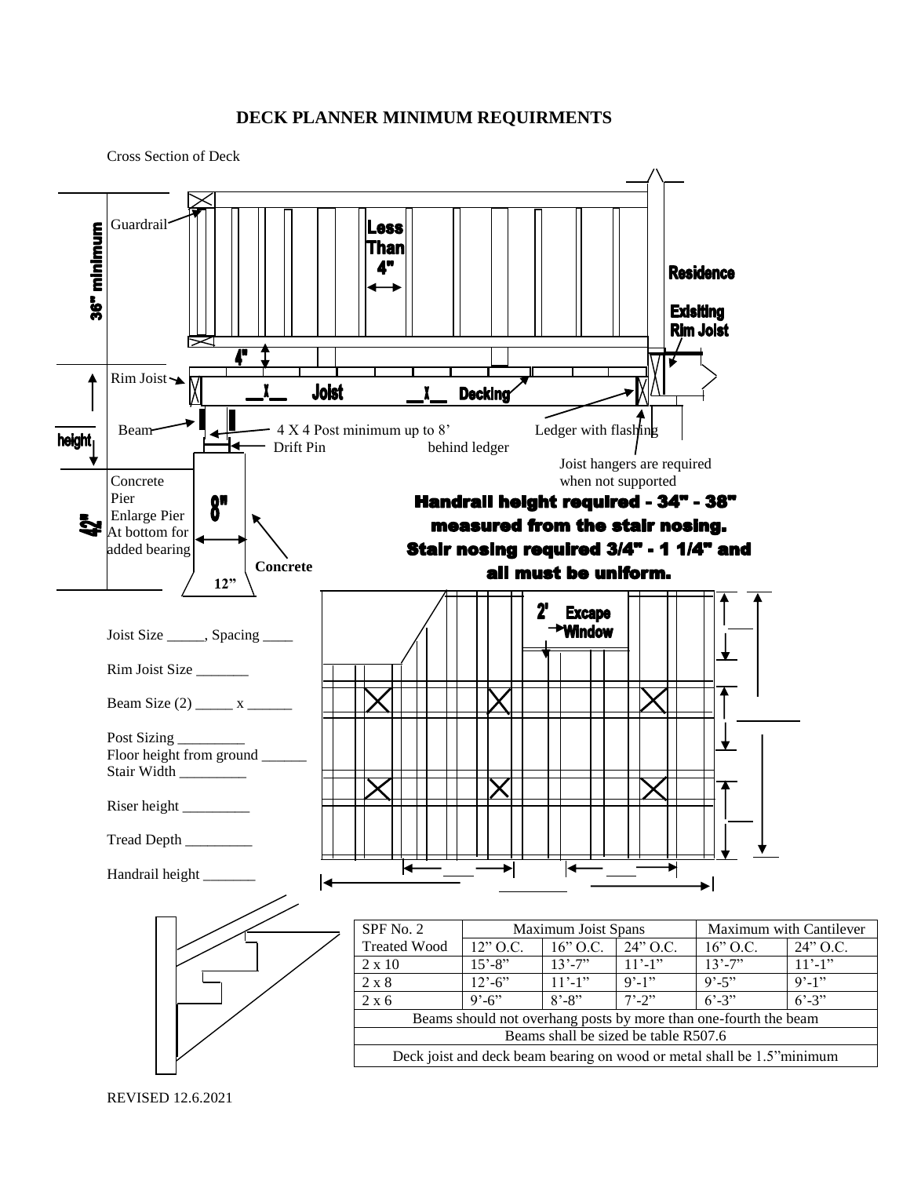# DECK PLANNER MINIMUM REQUIRMENTS

Cross Section of Deck

Guardrail

Less Than 4"

36" minimum

Residence

Exisitng Rim Joist

4"

Rim Joist

__X__ Joist __X__ Decking

Beam

4 X 4 Post minimum up to 8'

Ledger with flashing behind ledger

height

Drift Pin

Joist hangers are required when not supported

Concrete Pier Enlarge Pier At bottom for added bearing

8"

42"

Concrete

12"

**Handrail height required - 34" - 38" measured from the stair nosing. Stair nosing required 3/4" - 1 1/4" and all must be uniform.**

2' Excape Window

Joist Size _____, Spacing ____

Rim Joist Size _______

Beam Size (2) _____ x ______

Post Sizing _________

Floor height from ground ______

Stair Width _________

Riser height _________

Tread Depth _________

Handrail height _______

| SPF No. 2 Treated Wood | Maximum Joist Spans | | | Maximum with Cantilever | |
|---|---|---|---|---|---|
| | 12" O.C. | 16" O.C. | 24" O.C. | 16" O.C. | 24" O.C. |
| 2 x 10 | 15'-8" | 13'-7" | 11'-1" | 13'-7" | 11'-1" |
| 2 x 8 | 12'-6" | 11'-1" | 9'-1" | 9'-5" | 9'-1" |
| 2 x 6 | 9'-6" | 8'-8" | 7'-2" | 6'-3" | 6'-3" |
| Beams should not overhang posts by more than one-fourth the beam | | | | | |
| Beams shall be sized be table R507.6 | | | | | |
| Deck joist and deck beam bearing on wood or metal shall be 1.5"minimum | | | | | |

REVISED 12.6.2021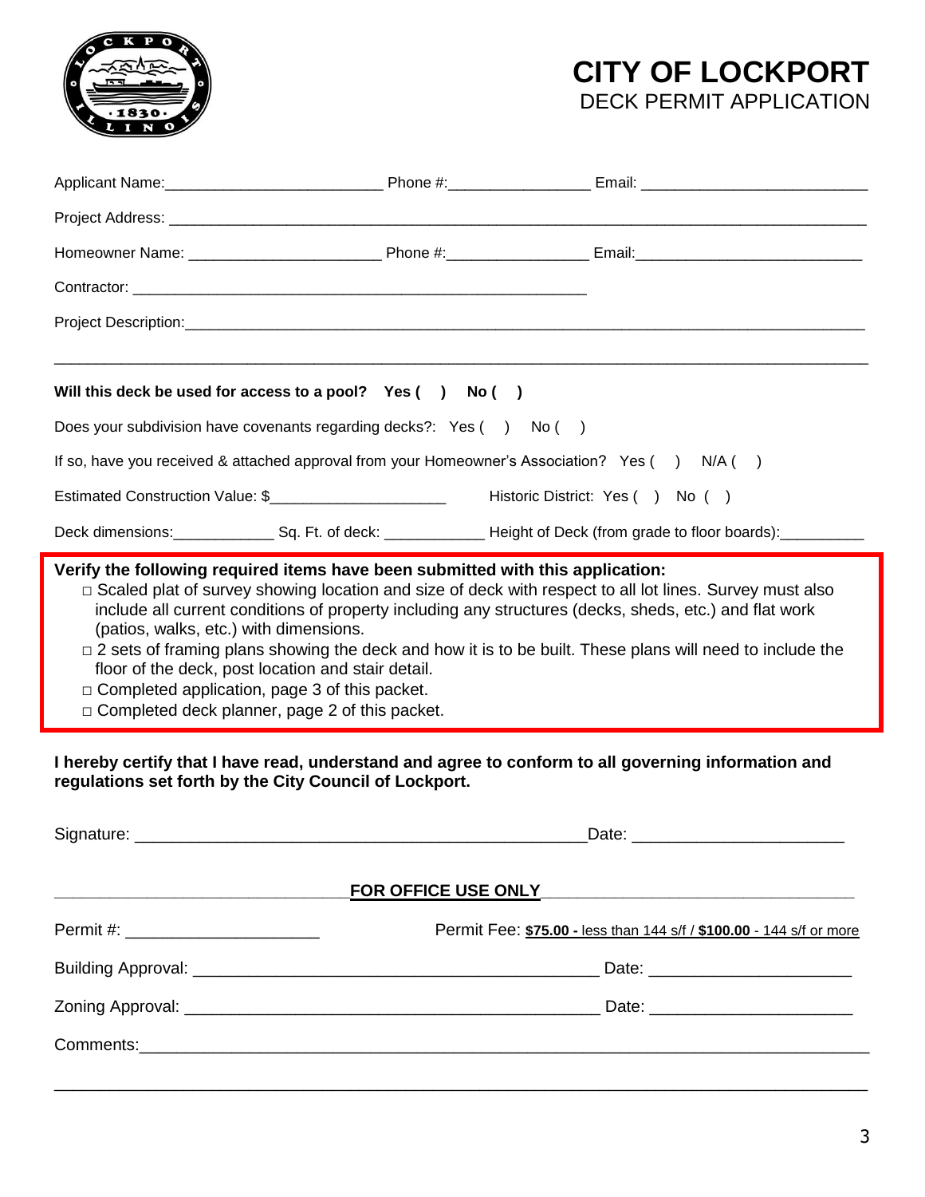# CITY OF LOCKPORT

## DECK PERMIT APPLICATION

Applicant Name:_________________________ Phone #:_________________ Email: ___________________________

Project Address: ___________________________________________________________________________________

Homeowner Name: _______________________ Phone #:_________________ Email:___________________________

Contractor: _______________________________________________________

Project Description:_______________________________________________________________________________

_____________________________________________________________________________________________

**Will this deck be used for access to a pool? Yes ( ) No ( )**

Does your subdivision have covenants regarding decks?: Yes ( ) No ( )

If so, have you received & attached approval from your Homeowner's Association? Yes ( ) N/A ( )

Estimated Construction Value: $_____________________ Historic District: Yes ( ) No ( )

Deck dimensions:____________ Sq. Ft. of deck: ____________ Height of Deck (from grade to floor boards):__________

**Verify the following required items have been submitted with this application:**

- □ Scaled plat of survey showing location and size of deck with respect to all lot lines. Survey must also include all current conditions of property including any structures (decks, sheds, etc.) and flat work (patios, walks, etc.) with dimensions.
- □ 2 sets of framing plans showing the deck and how it is to be built. These plans will need to include the floor of the deck, post location and stair detail.
- □ Completed application, page 3 of this packet.
- □ Completed deck planner, page 2 of this packet.

**I hereby certify that I have read, understand and agree to conform to all governing information and regulations set forth by the City Council of Lockport.**

Signature: __________________________________________________Date: ______________________

**FOR OFFICE USE ONLY**

Permit #: _____________________ Permit Fee: **$75.00 -** less than 144 s/f / **$100.00** - 144 s/f or more

Building Approval: _____________________________________________ Date: ______________________

Zoning Approval: _______________________________________________ Date: ______________________

Comments:_________________________________________________________________________________

_____________________________________________________________________________________________